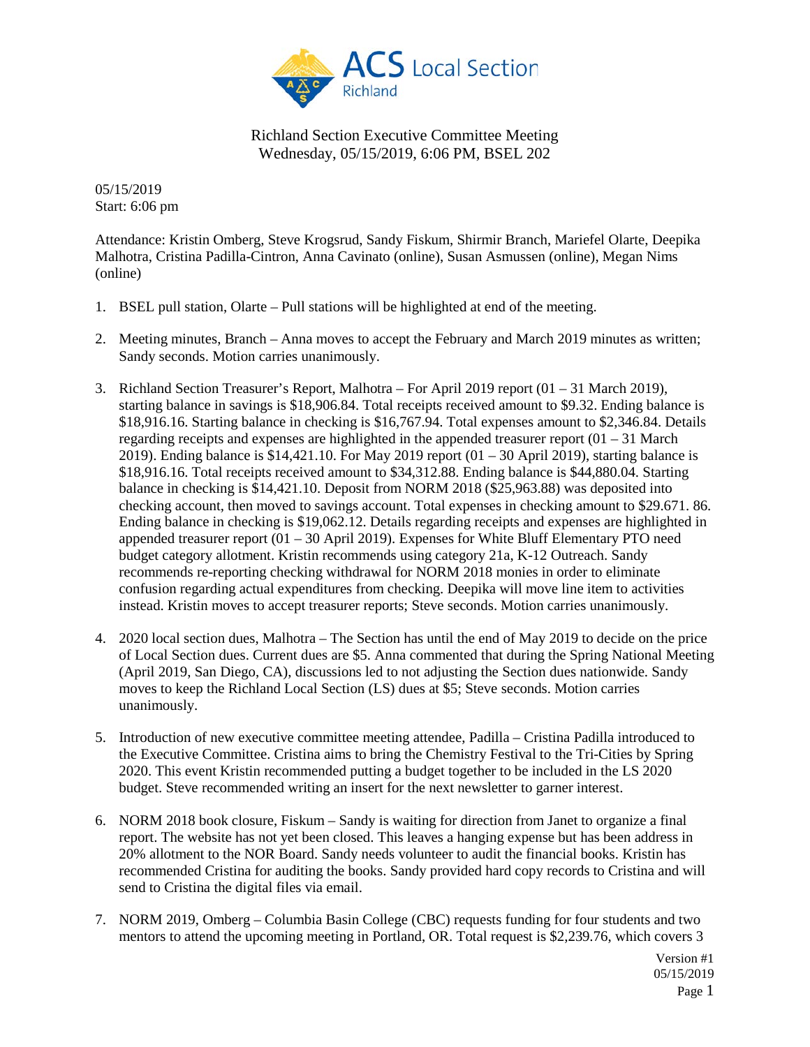ACS Local Section Richland

# Richland Section Executive Committee Meeting
Wednesday, 05/15/2019, 6:06 PM, BSEL 202

05/15/2019
Start: 6:06 pm

Attendance: Kristin Omberg, Steve Krogsrud, Sandy Fiskum, Shirmir Branch, Mariefel Olarte, Deepika Malhotra, Cristina Padilla-Cintron, Anna Cavinato (online), Susan Asmussen (online), Megan Nims (online)

1. BSEL pull station, Olarte – Pull stations will be highlighted at end of the meeting.

2. Meeting minutes, Branch – Anna moves to accept the February and March 2019 minutes as written; Sandy seconds. Motion carries unanimously.

3. Richland Section Treasurer's Report, Malhotra – For April 2019 report (01 – 31 March 2019), starting balance in savings is $18,906.84. Total receipts received amount to $9.32. Ending balance is $18,916.16. Starting balance in checking is $16,767.94. Total expenses amount to $2,346.84. Details regarding receipts and expenses are highlighted in the appended treasurer report (01 – 31 March 2019). Ending balance is $14,421.10. For May 2019 report (01 – 30 April 2019), starting balance is $18,916.16. Total receipts received amount to $34,312.88. Ending balance is $44,880.04. Starting balance in checking is $14,421.10. Deposit from NORM 2018 ($25,963.88) was deposited into checking account, then moved to savings account. Total expenses in checking amount to $29.671. 86. Ending balance in checking is $19,062.12. Details regarding receipts and expenses are highlighted in appended treasurer report (01 – 30 April 2019). Expenses for White Bluff Elementary PTO need budget category allotment. Kristin recommends using category 21a, K-12 Outreach. Sandy recommends re-reporting checking withdrawal for NORM 2018 monies in order to eliminate confusion regarding actual expenditures from checking. Deepika will move line item to activities instead. Kristin moves to accept treasurer reports; Steve seconds. Motion carries unanimously.

4. 2020 local section dues, Malhotra – The Section has until the end of May 2019 to decide on the price of Local Section dues. Current dues are $5. Anna commented that during the Spring National Meeting (April 2019, San Diego, CA), discussions led to not adjusting the Section dues nationwide. Sandy moves to keep the Richland Local Section (LS) dues at $5; Steve seconds. Motion carries unanimously.

5. Introduction of new executive committee meeting attendee, Padilla – Cristina Padilla introduced to the Executive Committee. Cristina aims to bring the Chemistry Festival to the Tri-Cities by Spring 2020. This event Kristin recommended putting a budget together to be included in the LS 2020 budget. Steve recommended writing an insert for the next newsletter to garner interest.

6. NORM 2018 book closure, Fiskum – Sandy is waiting for direction from Janet to organize a final report. The website has not yet been closed. This leaves a hanging expense but has been address in 20% allotment to the NOR Board. Sandy needs volunteer to audit the financial books. Kristin has recommended Cristina for auditing the books. Sandy provided hard copy records to Cristina and will send to Cristina the digital files via email.

7. NORM 2019, Omberg – Columbia Basin College (CBC) requests funding for four students and two mentors to attend the upcoming meeting in Portland, OR. Total request is $2,239.76, which covers 3

Version #1
05/15/2019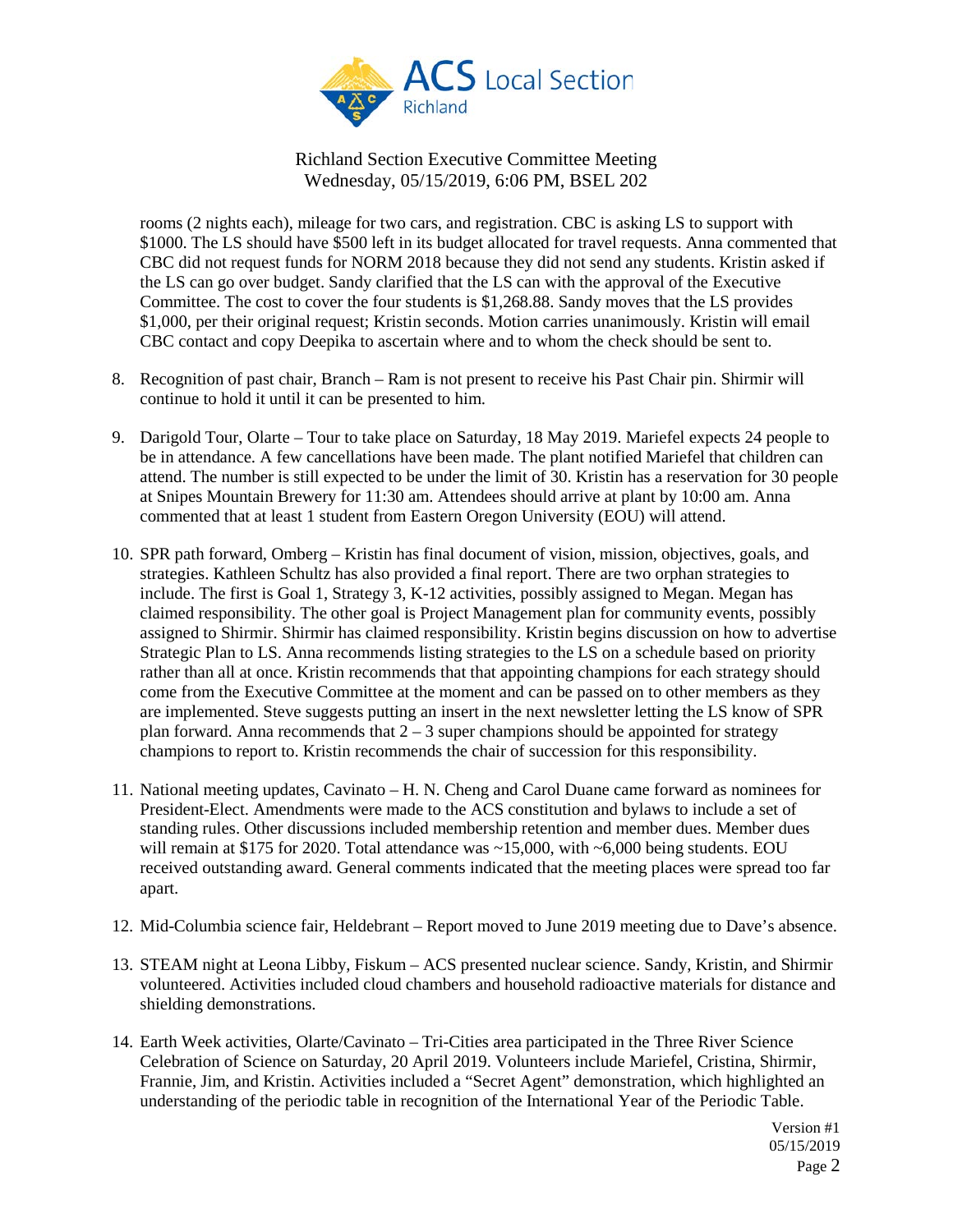rooms (2 nights each), mileage for two cars, and registration. CBC is asking LS to support with $1000. The LS should have $500 left in its budget allocated for travel requests. Anna commented that CBC did not request funds for NORM 2018 because they did not send any students. Kristin asked if the LS can go over budget. Sandy clarified that the LS can with the approval of the Executive Committee. The cost to cover the four students is $1,268.88. Sandy moves that the LS provides $1,000, per their original request; Kristin seconds. Motion carries unanimously. Kristin will email CBC contact and copy Deepika to ascertain where and to whom the check should be sent to.

8. Recognition of past chair, Branch – Ram is not present to receive his Past Chair pin. Shirmir will continue to hold it until it can be presented to him.

9. Darigold Tour, Olarte – Tour to take place on Saturday, 18 May 2019. Mariefel expects 24 people to be in attendance. A few cancellations have been made. The plant notified Mariefel that children can attend. The number is still expected to be under the limit of 30. Kristin has a reservation for 30 people at Snipes Mountain Brewery for 11:30 am. Attendees should arrive at plant by 10:00 am. Anna commented that at least 1 student from Eastern Oregon University (EOU) will attend.

10. SPR path forward, Omberg – Kristin has final document of vision, mission, objectives, goals, and strategies. Kathleen Schultz has also provided a final report. There are two orphan strategies to include. The first is Goal 1, Strategy 3, K-12 activities, possibly assigned to Megan. Megan has claimed responsibility. The other goal is Project Management plan for community events, possibly assigned to Shirmir. Shirmir has claimed responsibility. Kristin begins discussion on how to advertise Strategic Plan to LS. Anna recommends listing strategies to the LS on a schedule based on priority rather than all at once. Kristin recommends that that appointing champions for each strategy should come from the Executive Committee at the moment and can be passed on to other members as they are implemented. Steve suggests putting an insert in the next newsletter letting the LS know of SPR plan forward. Anna recommends that 2 – 3 super champions should be appointed for strategy champions to report to. Kristin recommends the chair of succession for this responsibility.

11. National meeting updates, Cavinato – H. N. Cheng and Carol Duane came forward as nominees for President-Elect. Amendments were made to the ACS constitution and bylaws to include a set of standing rules. Other discussions included membership retention and member dues. Member dues will remain at $175 for 2020. Total attendance was ~15,000, with ~6,000 being students. EOU received outstanding award. General comments indicated that the meeting places were spread too far apart.

12. Mid-Columbia science fair, Heldebrant – Report moved to June 2019 meeting due to Dave's absence.

13. STEAM night at Leona Libby, Fiskum – ACS presented nuclear science. Sandy, Kristin, and Shirmir volunteered. Activities included cloud chambers and household radioactive materials for distance and shielding demonstrations.

14. Earth Week activities, Olarte/Cavinato – Tri-Cities area participated in the Three River Science Celebration of Science on Saturday, 20 April 2019. Volunteers include Mariefel, Cristina, Shirmir, Frannie, Jim, and Kristin. Activities included a "Secret Agent" demonstration, which highlighted an understanding of the periodic table in recognition of the International Year of the Periodic Table.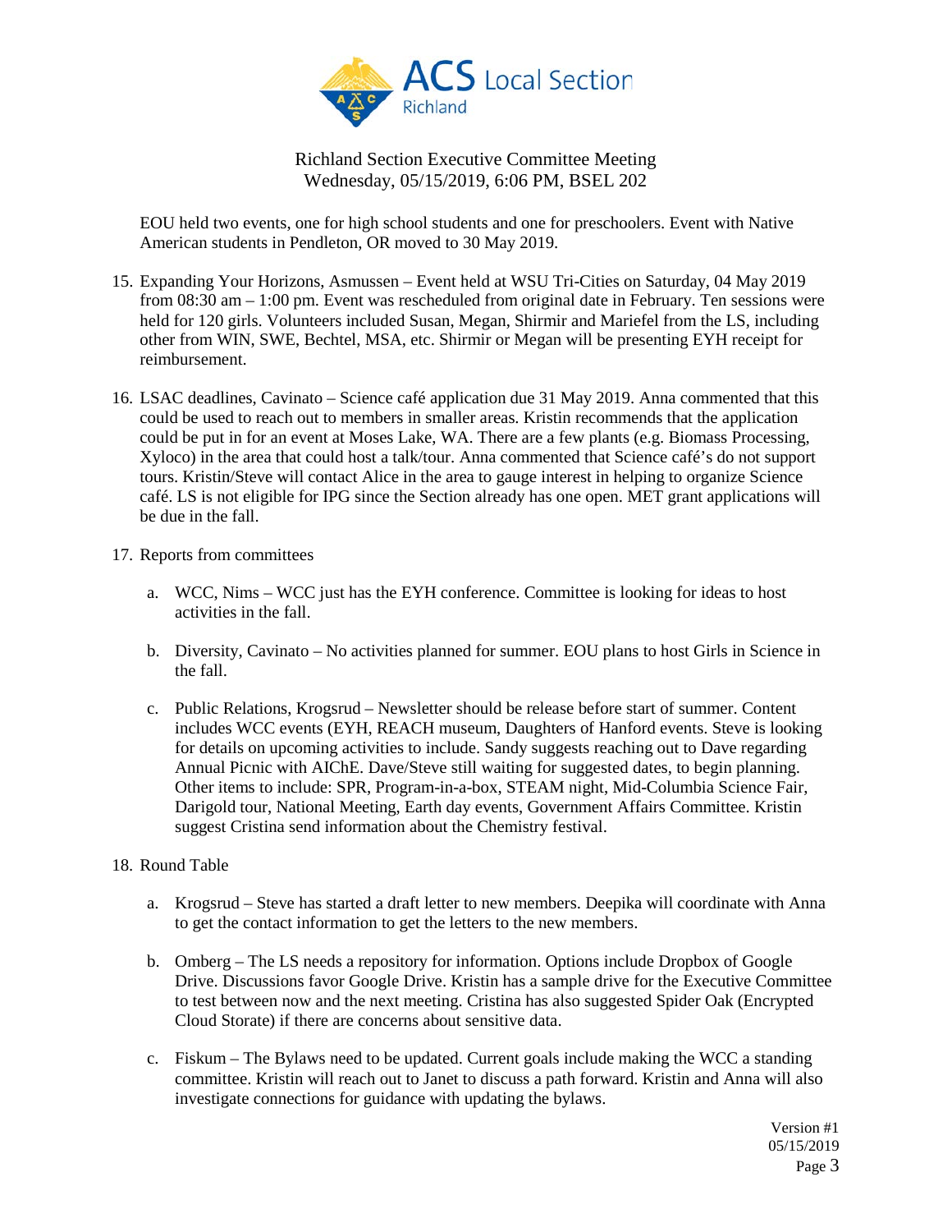Richland Section Executive Committee Meeting
Wednesday, 05/15/2019, 6:06 PM, BSEL 202

EOU held two events, one for high school students and one for preschoolers. Event with Native American students in Pendleton, OR moved to 30 May 2019.

15. Expanding Your Horizons, Asmussen – Event held at WSU Tri-Cities on Saturday, 04 May 2019 from 08:30 am – 1:00 pm. Event was rescheduled from original date in February. Ten sessions were held for 120 girls. Volunteers included Susan, Megan, Shirmir and Mariefel from the LS, including other from WIN, SWE, Bechtel, MSA, etc. Shirmir or Megan will be presenting EYH receipt for reimbursement.

16. LSAC deadlines, Cavinato – Science café application due 31 May 2019. Anna commented that this could be used to reach out to members in smaller areas. Kristin recommends that the application could be put in for an event at Moses Lake, WA. There are a few plants (e.g. Biomass Processing, Xyloco) in the area that could host a talk/tour. Anna commented that Science café's do not support tours. Kristin/Steve will contact Alice in the area to gauge interest in helping to organize Science café. LS is not eligible for IPG since the Section already has one open. MET grant applications will be due in the fall.

17. Reports from committees

    a. WCC, Nims – WCC just has the EYH conference. Committee is looking for ideas to host activities in the fall.

    b. Diversity, Cavinato – No activities planned for summer. EOU plans to host Girls in Science in the fall.

    c. Public Relations, Krogsrud – Newsletter should be release before start of summer. Content includes WCC events (EYH, REACH museum, Daughters of Hanford events. Steve is looking for details on upcoming activities to include. Sandy suggests reaching out to Dave regarding Annual Picnic with AIChE. Dave/Steve still waiting for suggested dates, to begin planning. Other items to include: SPR, Program-in-a-box, STEAM night, Mid-Columbia Science Fair, Darigold tour, National Meeting, Earth day events, Government Affairs Committee. Kristin suggest Cristina send information about the Chemistry festival.

18. Round Table

    a. Krogsrud – Steve has started a draft letter to new members. Deepika will coordinate with Anna to get the contact information to get the letters to the new members.

    b. Omberg – The LS needs a repository for information. Options include Dropbox of Google Drive. Discussions favor Google Drive. Kristin has a sample drive for the Executive Committee to test between now and the next meeting. Cristina has also suggested Spider Oak (Encrypted Cloud Storate) if there are concerns about sensitive data.

    c. Fiskum – The Bylaws need to be updated. Current goals include making the WCC a standing committee. Kristin will reach out to Janet to discuss a path forward. Kristin and Anna will also investigate connections for guidance with updating the bylaws.

Version #1
05/15/2019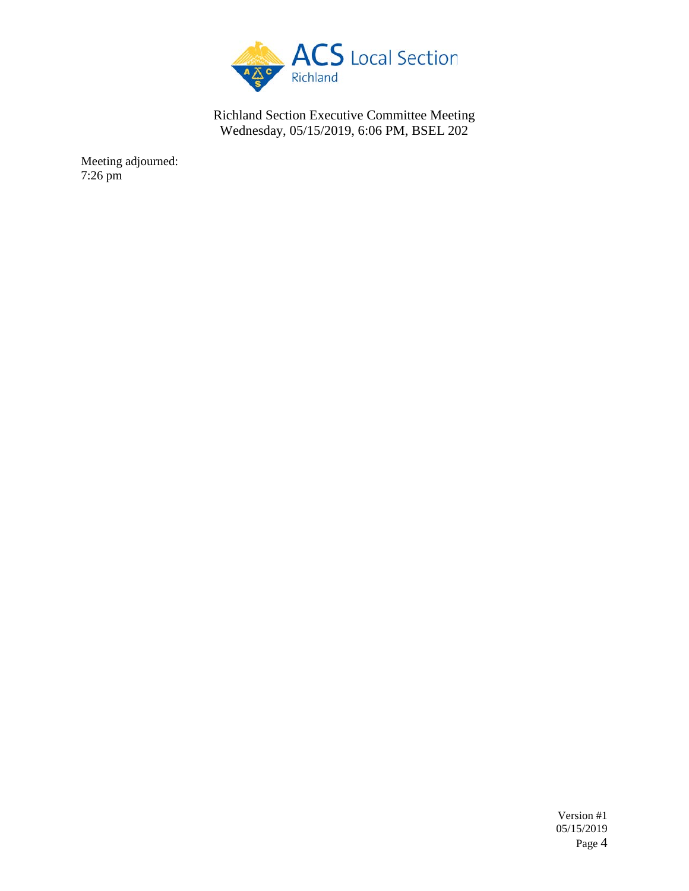Meeting adjourned:
7:26 pm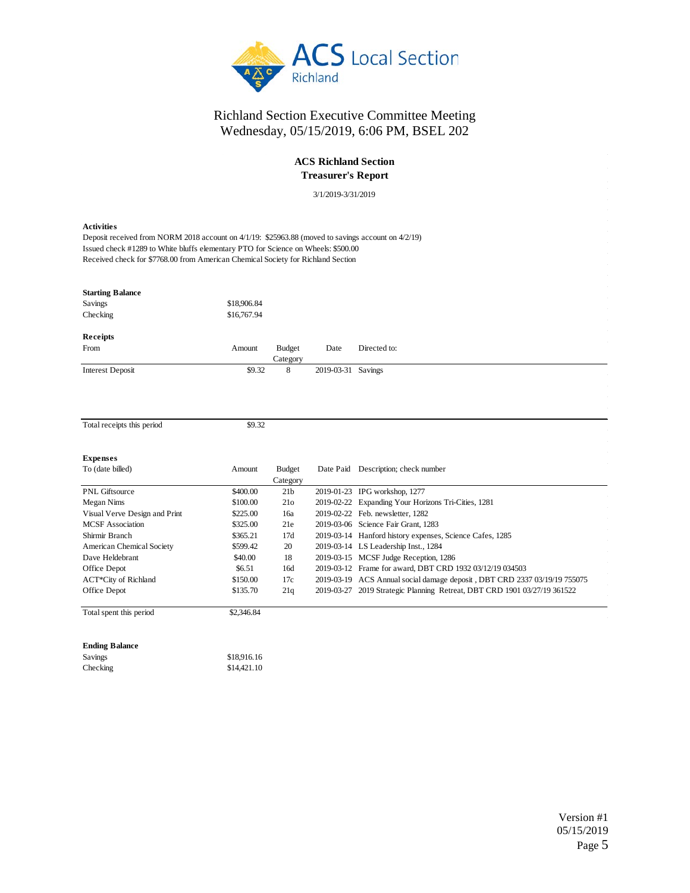# Richland Section Executive Committee Meeting
Wednesday, 05/15/2019, 6:06 PM, BSEL 202

## ACS Richland Section
## Treasurer's Report

3/1/2019-3/31/2019

**Activities**

Deposit received from NORM 2018 account on 4/1/19: $25963.88 (moved to savings account on 4/2/19)
Issued check #1289 to White bluffs elementary PTO for Science on Wheels: $500.00
Received check for $7768.00 from American Chemical Society for Richland Section

**Starting Balance**

| | |
|---|---|
| Savings | $18,906.84 |
| Checking | $16,767.94 |

**Receipts**

| From | Amount | Budget Category | Date | Directed to: |
|---|---|---|---|---|
| Interest Deposit | $9.32 | 8 | 2019-03-31 | Savings |
| Total receipts this period | $9.32 | | | |

**Expenses**

| To (date billed) | Amount | Budget Category | Date Paid | Description; check number |
|---|---|---|---|---|
| PNL Giftsource | $400.00 | 21b | 2019-01-23 | IPG workshop, 1277 |
| Megan Nims | $100.00 | 21o | 2019-02-22 | Expanding Your Horizons Tri-Cities, 1281 |
| Visual Verve Design and Print | $225.00 | 16a | 2019-02-22 | Feb. newsletter, 1282 |
| MCSF Association | $325.00 | 21e | 2019-03-06 | Science Fair Grant, 1283 |
| Shirmir Branch | $365.21 | 17d | 2019-03-14 | Hanford history expenses, Science Cafes, 1285 |
| American Chemical Society | $599.42 | 20 | 2019-03-14 | LS Leadership Inst., 1284 |
| Dave Heldebrant | $40.00 | 18 | 2019-03-15 | MCSF Judge Reception, 1286 |
| Office Depot | $6.51 | 16d | 2019-03-12 | Frame for award, DBT CRD 1932 03/12/19 034503 |
| ACT*City of Richland | $150.00 | 17c | 2019-03-19 | ACS Annual social damage deposit , DBT CRD 2337 03/19/19 755075 |
| Office Depot | $135.70 | 21q | 2019-03-27 | 2019 Strategic Planning Retreat, DBT CRD 1901 03/27/19 361522 |
| Total spent this period | $2,346.84 | | | |

**Ending Balance**

| | |
|---|---|
| Savings | $18,916.16 |
| Checking | $14,421.10 |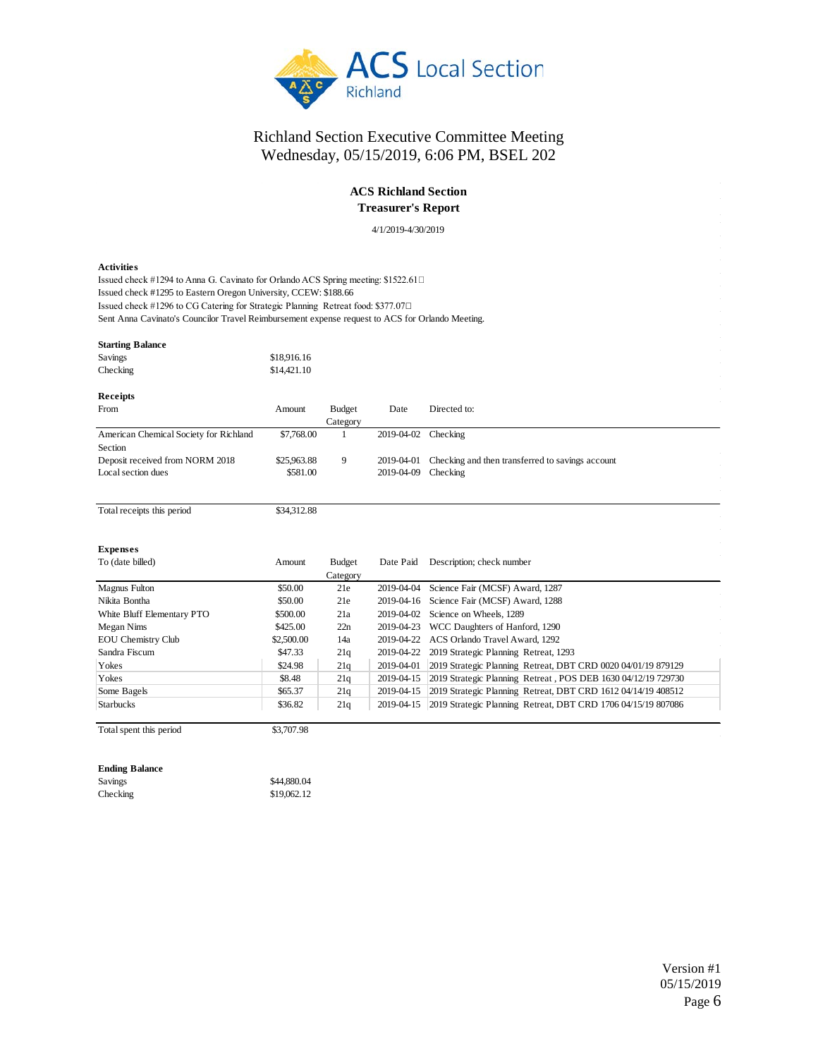# Richland Section Executive Committee Meeting
Wednesday, 05/15/2019, 6:06 PM, BSEL 202

## ACS Richland Section
## Treasurer's Report

4/1/2019-4/30/2019

**Activities**

Issued check #1294 to Anna G. Cavinato for Orlando ACS Spring meeting: $1522.61
Issued check #1295 to Eastern Oregon University, CCEW: $188.66
Issued check #1296 to CG Catering for Strategic Planning Retreat food: $377.07
Sent Anna Cavinato's Councilor Travel Reimbursement expense request to ACS for Orlando Meeting.

**Starting Balance**

| | |
|---|---|
| Savings | $18,916.16 |
| Checking | $14,421.10 |

**Receipts**

| From | Amount | Budget Category | Date | Directed to: |
|---|---|---|---|---|
| American Chemical Society for Richland Section | $7,768.00 | 1 | 2019-04-02 | Checking |
| Deposit received from NORM 2018 | $25,963.88 | 9 | 2019-04-01 | Checking and then transferred to savings account |
| Local section dues | $581.00 | | 2019-04-09 | Checking |
| Total receipts this period | $34,312.88 | | | |

**Expenses**

| To (date billed) | Amount | Budget Category | Date Paid | Description; check number |
|---|---|---|---|---|
| Magnus Fulton | $50.00 | 21e | 2019-04-04 | Science Fair (MCSF) Award, 1287 |
| Nikita Bontha | $50.00 | 21e | 2019-04-16 | Science Fair (MCSF) Award, 1288 |
| White Bluff Elementary PTO | $500.00 | 21a | 2019-04-02 | Science on Wheels, 1289 |
| Megan Nims | $425.00 | 22n | 2019-04-23 | WCC Daughters of Hanford, 1290 |
| EOU Chemistry Club | $2,500.00 | 14a | 2019-04-22 | ACS Orlando Travel Award, 1292 |
| Sandra Fiscum | $47.33 | 21q | 2019-04-22 | 2019 Strategic Planning Retreat, 1293 |
| Yokes | $24.98 | 21q | 2019-04-01 | 2019 Strategic Planning Retreat, DBT CRD 0020 04/01/19 879129 |
| Yokes | $8.48 | 21q | 2019-04-15 | 2019 Strategic Planning Retreat , POS DEB 1630 04/12/19 729730 |
| Some Bagels | $65.37 | 21q | 2019-04-15 | 2019 Strategic Planning Retreat, DBT CRD 1612 04/14/19 408512 |
| Starbucks | $36.82 | 21q | 2019-04-15 | 2019 Strategic Planning Retreat, DBT CRD 1706 04/15/19 807086 |
| Total spent this period | $3,707.98 | | | |

**Ending Balance**

| | |
|---|---|
| Savings | $44,880.04 |
| Checking | $19,062.12 |

Version #1
05/15/2019